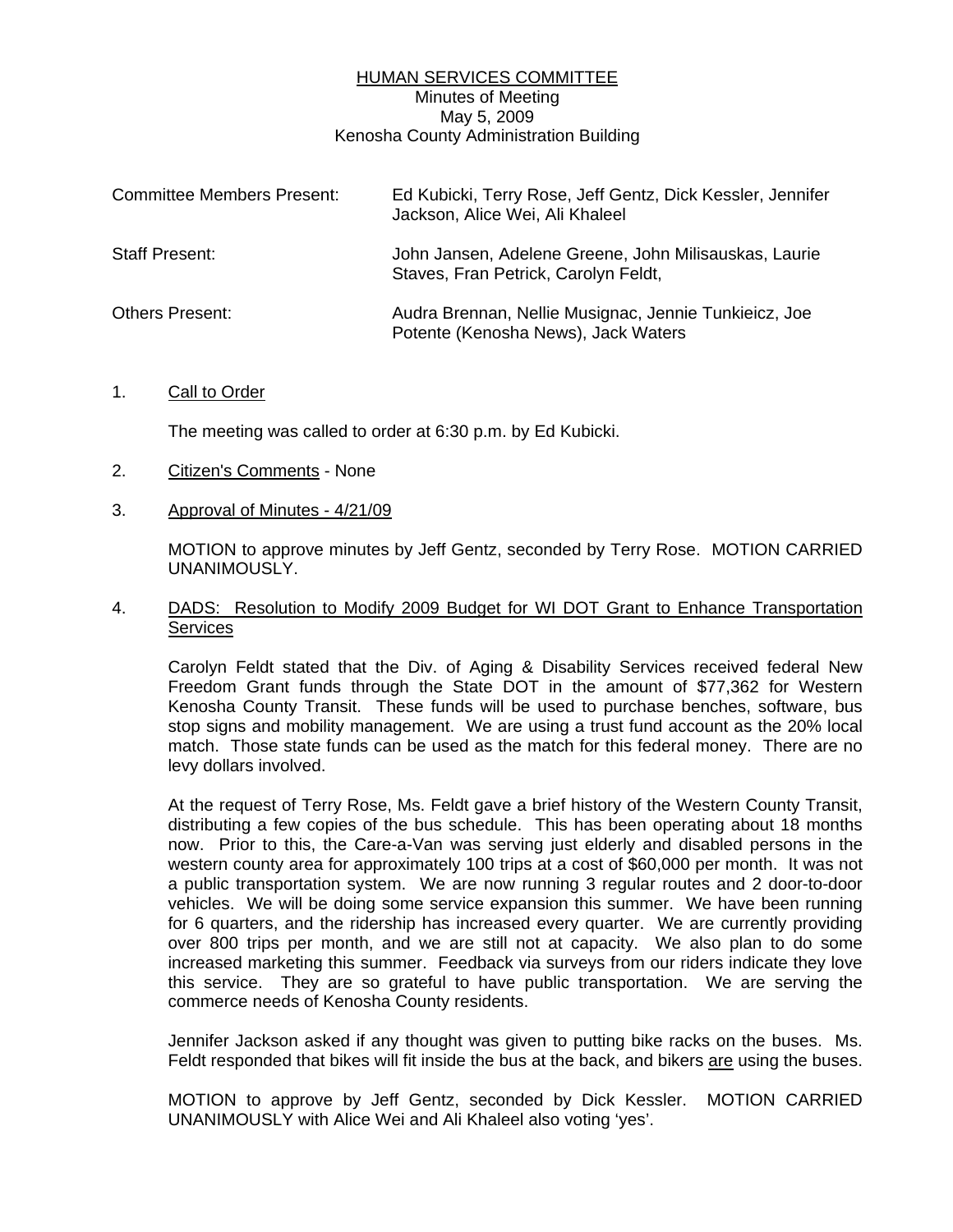# HUMAN SERVICES COMMITTEE

Minutes of Meeting
May 5, 2009
Kenosha County Administration Building

| | |
|---|---|
| Committee Members Present: | Ed Kubicki, Terry Rose, Jeff Gentz, Dick Kessler, Jennifer Jackson, Alice Wei, Ali Khaleel |
| Staff Present: | John Jansen, Adelene Greene, John Milisauskas, Laurie Staves, Fran Petrick, Carolyn Feldt, |
| Others Present: | Audra Brennan, Nellie Musignac, Jennie Tunkieicz, Joe Potente (Kenosha News), Jack Waters |

1. Call to Order

   The meeting was called to order at 6:30 p.m. by Ed Kubicki.

2. Citizen's Comments - None

3. Approval of Minutes - 4/21/09

   MOTION to approve minutes by Jeff Gentz, seconded by Terry Rose. MOTION CARRIED UNANIMOUSLY.

4. DADS: Resolution to Modify 2009 Budget for WI DOT Grant to Enhance Transportation Services

   Carolyn Feldt stated that the Div. of Aging & Disability Services received federal New Freedom Grant funds through the State DOT in the amount of $77,362 for Western Kenosha County Transit. These funds will be used to purchase benches, software, bus stop signs and mobility management. We are using a trust fund account as the 20% local match. Those state funds can be used as the match for this federal money. There are no levy dollars involved.

   At the request of Terry Rose, Ms. Feldt gave a brief history of the Western County Transit, distributing a few copies of the bus schedule. This has been operating about 18 months now. Prior to this, the Care-a-Van was serving just elderly and disabled persons in the western county area for approximately 100 trips at a cost of $60,000 per month. It was not a public transportation system. We are now running 3 regular routes and 2 door-to-door vehicles. We will be doing some service expansion this summer. We have been running for 6 quarters, and the ridership has increased every quarter. We are currently providing over 800 trips per month, and we are still not at capacity. We also plan to do some increased marketing this summer. Feedback via surveys from our riders indicate they love this service. They are so grateful to have public transportation. We are serving the commerce needs of Kenosha County residents.

   Jennifer Jackson asked if any thought was given to putting bike racks on the buses. Ms. Feldt responded that bikes will fit inside the bus at the back, and bikers are using the buses.

   MOTION to approve by Jeff Gentz, seconded by Dick Kessler. MOTION CARRIED UNANIMOUSLY with Alice Wei and Ali Khaleel also voting 'yes'.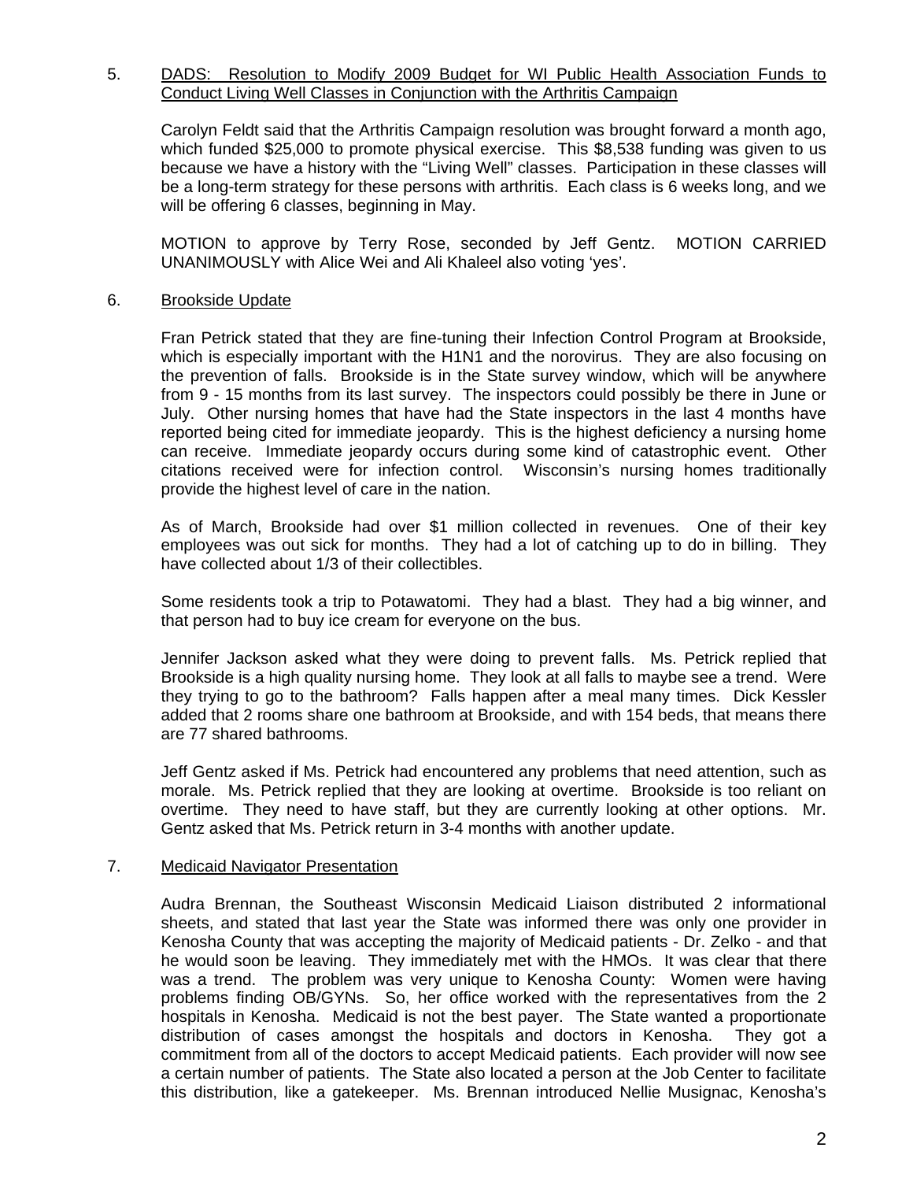5. <u>DADS: Resolution to Modify 2009 Budget for WI Public Health Association Funds to Conduct Living Well Classes in Conjunction with the Arthritis Campaign</u>

   Carolyn Feldt said that the Arthritis Campaign resolution was brought forward a month ago, which funded $25,000 to promote physical exercise. This $8,538 funding was given to us because we have a history with the "Living Well" classes. Participation in these classes will be a long-term strategy for these persons with arthritis. Each class is 6 weeks long, and we will be offering 6 classes, beginning in May.

   MOTION to approve by Terry Rose, seconded by Jeff Gentz. MOTION CARRIED UNANIMOUSLY with Alice Wei and Ali Khaleel also voting 'yes'.

6. <u>Brookside Update</u>

   Fran Petrick stated that they are fine-tuning their Infection Control Program at Brookside, which is especially important with the H1N1 and the norovirus. They are also focusing on the prevention of falls. Brookside is in the State survey window, which will be anywhere from 9 - 15 months from its last survey. The inspectors could possibly be there in June or July. Other nursing homes that have had the State inspectors in the last 4 months have reported being cited for immediate jeopardy. This is the highest deficiency a nursing home can receive. Immediate jeopardy occurs during some kind of catastrophic event. Other citations received were for infection control. Wisconsin's nursing homes traditionally provide the highest level of care in the nation.

   As of March, Brookside had over $1 million collected in revenues. One of their key employees was out sick for months. They had a lot of catching up to do in billing. They have collected about 1/3 of their collectibles.

   Some residents took a trip to Potawatomi. They had a blast. They had a big winner, and that person had to buy ice cream for everyone on the bus.

   Jennifer Jackson asked what they were doing to prevent falls. Ms. Petrick replied that Brookside is a high quality nursing home. They look at all falls to maybe see a trend. Were they trying to go to the bathroom? Falls happen after a meal many times. Dick Kessler added that 2 rooms share one bathroom at Brookside, and with 154 beds, that means there are 77 shared bathrooms.

   Jeff Gentz asked if Ms. Petrick had encountered any problems that need attention, such as morale. Ms. Petrick replied that they are looking at overtime. Brookside is too reliant on overtime. They need to have staff, but they are currently looking at other options. Mr. Gentz asked that Ms. Petrick return in 3-4 months with another update.

7. <u>Medicaid Navigator Presentation</u>

   Audra Brennan, the Southeast Wisconsin Medicaid Liaison distributed 2 informational sheets, and stated that last year the State was informed there was only one provider in Kenosha County that was accepting the majority of Medicaid patients - Dr. Zelko - and that he would soon be leaving. They immediately met with the HMOs. It was clear that there was a trend. The problem was very unique to Kenosha County: Women were having problems finding OB/GYNs. So, her office worked with the representatives from the 2 hospitals in Kenosha. Medicaid is not the best payer. The State wanted a proportionate distribution of cases amongst the hospitals and doctors in Kenosha. They got a commitment from all of the doctors to accept Medicaid patients. Each provider will now see a certain number of patients. The State also located a person at the Job Center to facilitate this distribution, like a gatekeeper. Ms. Brennan introduced Nellie Musignac, Kenosha's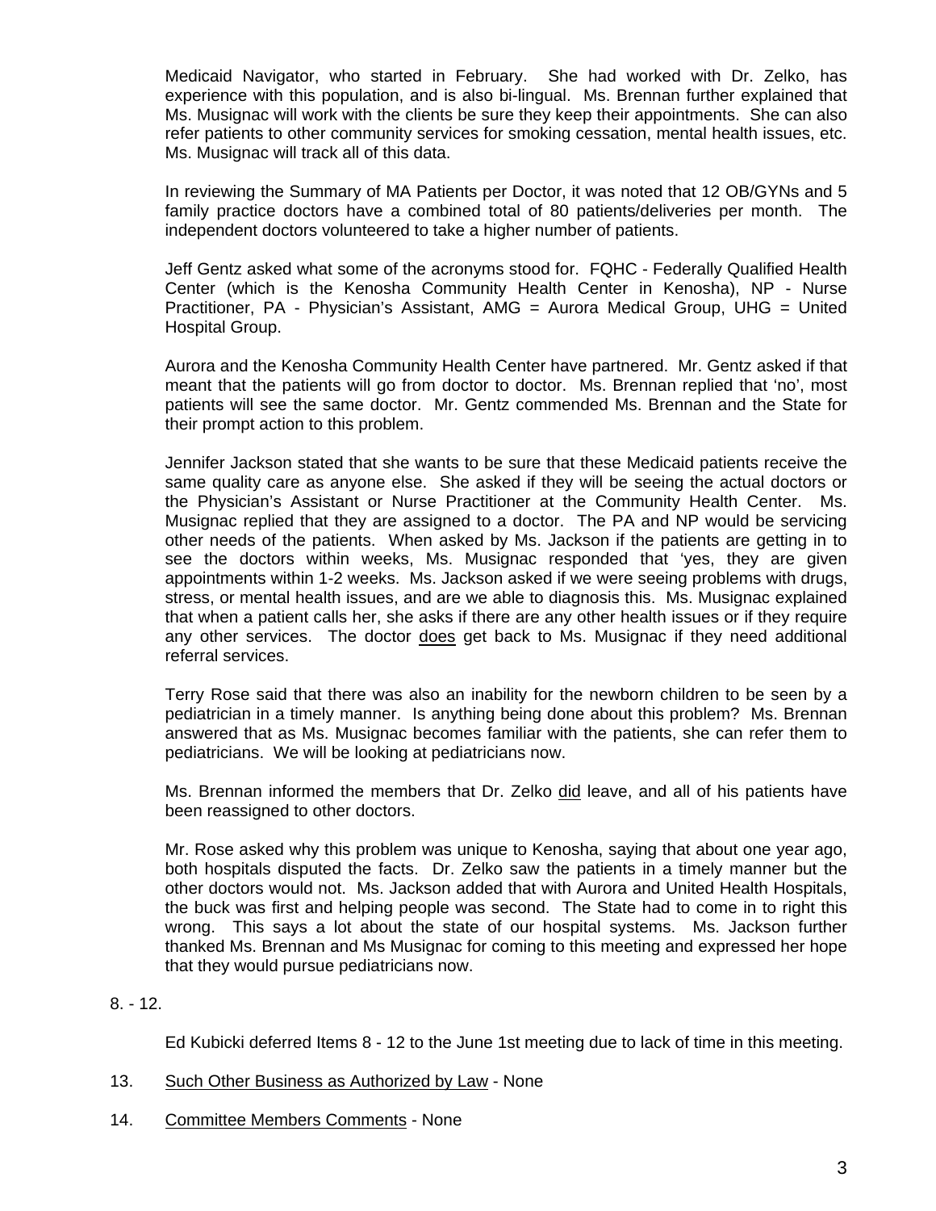Medicaid Navigator, who started in February. She had worked with Dr. Zelko, has experience with this population, and is also bi-lingual. Ms. Brennan further explained that Ms. Musignac will work with the clients be sure they keep their appointments. She can also refer patients to other community services for smoking cessation, mental health issues, etc. Ms. Musignac will track all of this data.

In reviewing the Summary of MA Patients per Doctor, it was noted that 12 OB/GYNs and 5 family practice doctors have a combined total of 80 patients/deliveries per month. The independent doctors volunteered to take a higher number of patients.

Jeff Gentz asked what some of the acronyms stood for. FQHC - Federally Qualified Health Center (which is the Kenosha Community Health Center in Kenosha), NP - Nurse Practitioner, PA - Physician's Assistant, AMG = Aurora Medical Group, UHG = United Hospital Group.

Aurora and the Kenosha Community Health Center have partnered. Mr. Gentz asked if that meant that the patients will go from doctor to doctor. Ms. Brennan replied that 'no', most patients will see the same doctor. Mr. Gentz commended Ms. Brennan and the State for their prompt action to this problem.

Jennifer Jackson stated that she wants to be sure that these Medicaid patients receive the same quality care as anyone else. She asked if they will be seeing the actual doctors or the Physician's Assistant or Nurse Practitioner at the Community Health Center. Ms. Musignac replied that they are assigned to a doctor. The PA and NP would be servicing other needs of the patients. When asked by Ms. Jackson if the patients are getting in to see the doctors within weeks, Ms. Musignac responded that 'yes, they are given appointments within 1-2 weeks. Ms. Jackson asked if we were seeing problems with drugs, stress, or mental health issues, and are we able to diagnosis this. Ms. Musignac explained that when a patient calls her, she asks if there are any other health issues or if they require any other services. The doctor <u>does</u> get back to Ms. Musignac if they need additional referral services.

Terry Rose said that there was also an inability for the newborn children to be seen by a pediatrician in a timely manner. Is anything being done about this problem? Ms. Brennan answered that as Ms. Musignac becomes familiar with the patients, she can refer them to pediatricians. We will be looking at pediatricians now.

Ms. Brennan informed the members that Dr. Zelko <u>did</u> leave, and all of his patients have been reassigned to other doctors.

Mr. Rose asked why this problem was unique to Kenosha, saying that about one year ago, both hospitals disputed the facts. Dr. Zelko saw the patients in a timely manner but the other doctors would not. Ms. Jackson added that with Aurora and United Health Hospitals, the buck was first and helping people was second. The State had to come in to right this wrong. This says a lot about the state of our hospital systems. Ms. Jackson further thanked Ms. Brennan and Ms Musignac for coming to this meeting and expressed her hope that they would pursue pediatricians now.

8. - 12.

Ed Kubicki deferred Items 8 - 12 to the June 1st meeting due to lack of time in this meeting.

13. <u>Such Other Business as Authorized by Law</u> - None

14. <u>Committee Members Comments</u> - None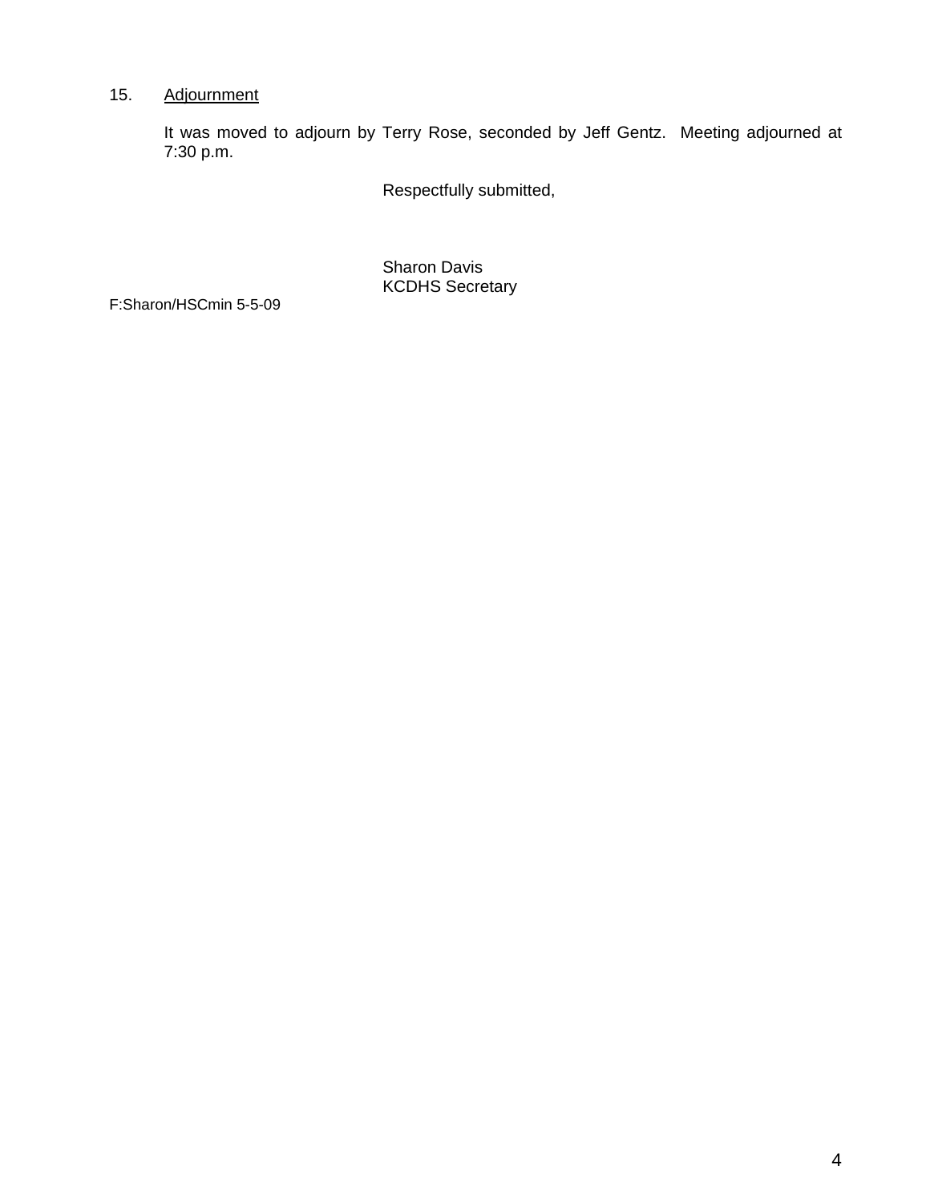15. Adjournment

It was moved to adjourn by Terry Rose, seconded by Jeff Gentz. Meeting adjourned at 7:30 p.m.

Respectfully submitted,

Sharon Davis
KCDHS Secretary

F:Sharon/HSCmin 5-5-09